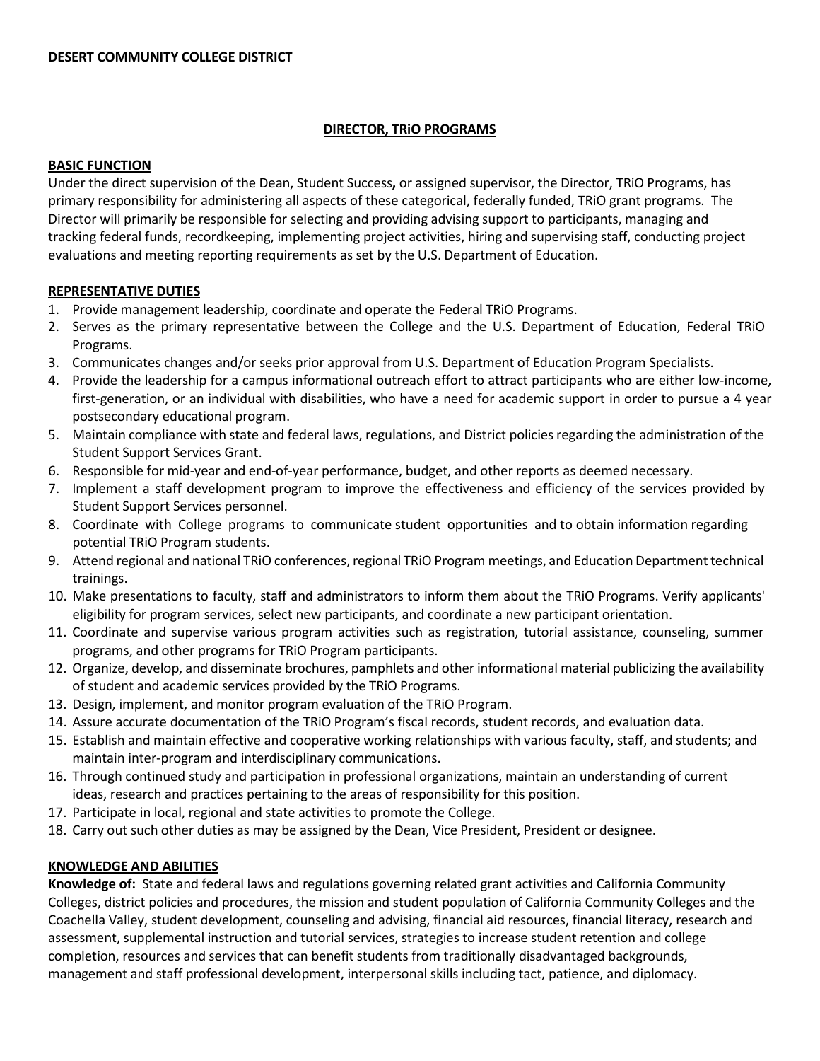**DESERT COMMUNITY COLLEGE DISTRICT**

# DIRECTOR, TRiO PROGRAMS

## BASIC FUNCTION

Under the direct supervision of the Dean, Student Success**,** or assigned supervisor, the Director, TRiO Programs, has primary responsibility for administering all aspects of these categorical, federally funded, TRiO grant programs. The Director will primarily be responsible for selecting and providing advising support to participants, managing and tracking federal funds, recordkeeping, implementing project activities, hiring and supervising staff, conducting project evaluations and meeting reporting requirements as set by the U.S. Department of Education.

## REPRESENTATIVE DUTIES

1. Provide management leadership, coordinate and operate the Federal TRiO Programs.
2. Serves as the primary representative between the College and the U.S. Department of Education, Federal TRiO Programs.
3. Communicates changes and/or seeks prior approval from U.S. Department of Education Program Specialists.
4. Provide the leadership for a campus informational outreach effort to attract participants who are either low-income, first-generation, or an individual with disabilities, who have a need for academic support in order to pursue a 4 year postsecondary educational program.
5. Maintain compliance with state and federal laws, regulations, and District policies regarding the administration of the Student Support Services Grant.
6. Responsible for mid-year and end-of-year performance, budget, and other reports as deemed necessary.
7. Implement a staff development program to improve the effectiveness and efficiency of the services provided by Student Support Services personnel.
8. Coordinate with College programs to communicate student opportunities and to obtain information regarding potential TRiO Program students.
9. Attend regional and national TRiO conferences, regional TRiO Program meetings, and Education Department technical trainings.
10. Make presentations to faculty, staff and administrators to inform them about the TRiO Programs. Verify applicants' eligibility for program services, select new participants, and coordinate a new participant orientation.
11. Coordinate and supervise various program activities such as registration, tutorial assistance, counseling, summer programs, and other programs for TRiO Program participants.
12. Organize, develop, and disseminate brochures, pamphlets and other informational material publicizing the availability of student and academic services provided by the TRiO Programs.
13. Design, implement, and monitor program evaluation of the TRiO Program.
14. Assure accurate documentation of the TRiO Program's fiscal records, student records, and evaluation data.
15. Establish and maintain effective and cooperative working relationships with various faculty, staff, and students; and maintain inter-program and interdisciplinary communications.
16. Through continued study and participation in professional organizations, maintain an understanding of current ideas, research and practices pertaining to the areas of responsibility for this position.
17. Participate in local, regional and state activities to promote the College.
18. Carry out such other duties as may be assigned by the Dean, Vice President, President or designee.

## KNOWLEDGE AND ABILITIES

**Knowledge of:** State and federal laws and regulations governing related grant activities and California Community Colleges, district policies and procedures, the mission and student population of California Community Colleges and the Coachella Valley, student development, counseling and advising, financial aid resources, financial literacy, research and assessment, supplemental instruction and tutorial services, strategies to increase student retention and college completion, resources and services that can benefit students from traditionally disadvantaged backgrounds, management and staff professional development, interpersonal skills including tact, patience, and diplomacy.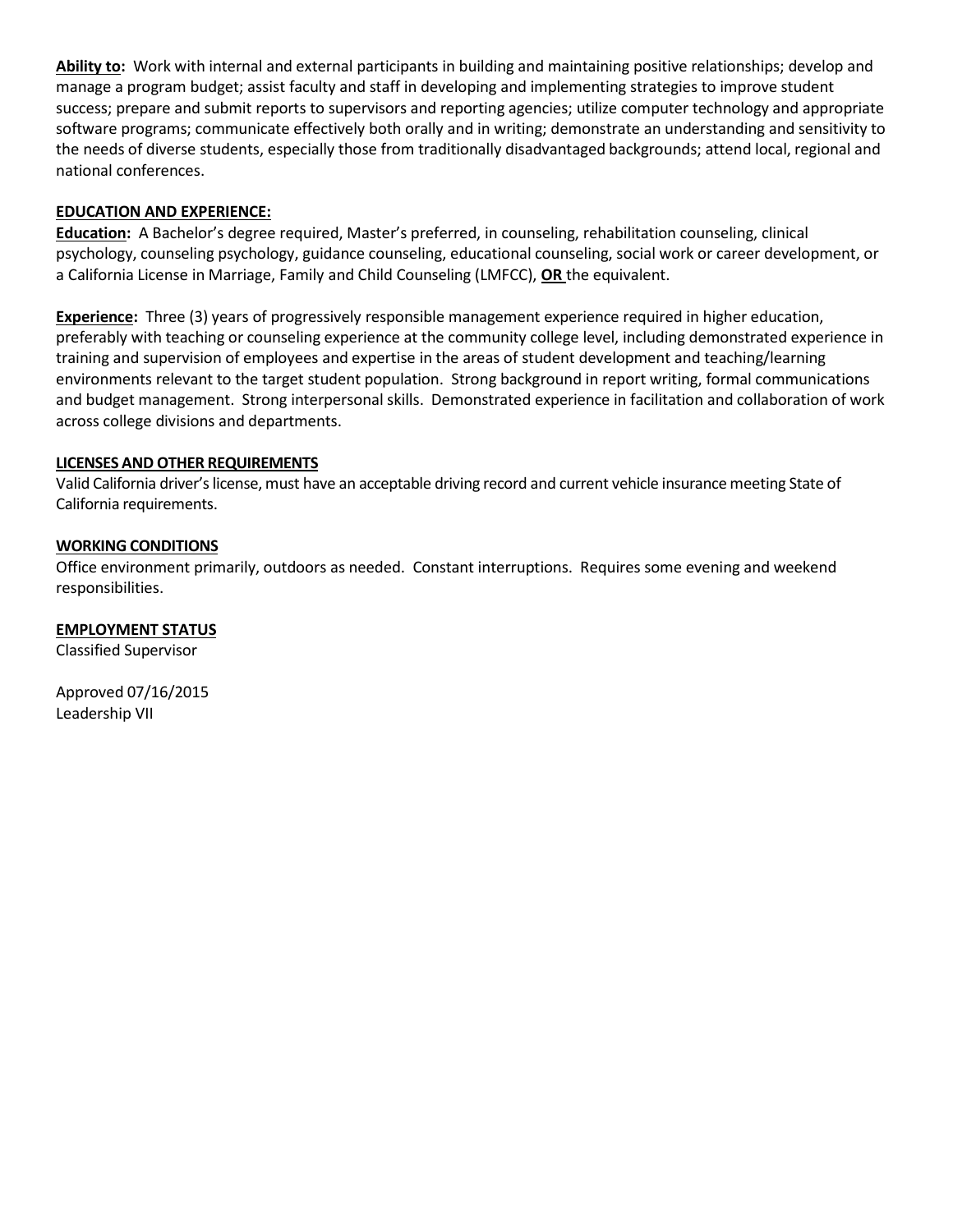**Ability to:** Work with internal and external participants in building and maintaining positive relationships; develop and manage a program budget; assist faculty and staff in developing and implementing strategies to improve student success; prepare and submit reports to supervisors and reporting agencies; utilize computer technology and appropriate software programs; communicate effectively both orally and in writing; demonstrate an understanding and sensitivity to the needs of diverse students, especially those from traditionally disadvantaged backgrounds; attend local, regional and national conferences.

**EDUCATION AND EXPERIENCE:**

**Education:** A Bachelor's degree required, Master's preferred, in counseling, rehabilitation counseling, clinical psychology, counseling psychology, guidance counseling, educational counseling, social work or career development, or a California License in Marriage, Family and Child Counseling (LMFCC), **OR** the equivalent.

**Experience:** Three (3) years of progressively responsible management experience required in higher education, preferably with teaching or counseling experience at the community college level, including demonstrated experience in training and supervision of employees and expertise in the areas of student development and teaching/learning environments relevant to the target student population. Strong background in report writing, formal communications and budget management. Strong interpersonal skills. Demonstrated experience in facilitation and collaboration of work across college divisions and departments.

**LICENSES AND OTHER REQUIREMENTS**

Valid California driver's license, must have an acceptable driving record and current vehicle insurance meeting State of California requirements.

**WORKING CONDITIONS**

Office environment primarily, outdoors as needed. Constant interruptions. Requires some evening and weekend responsibilities.

**EMPLOYMENT STATUS**

Classified Supervisor

Approved 07/16/2015
Leadership VII